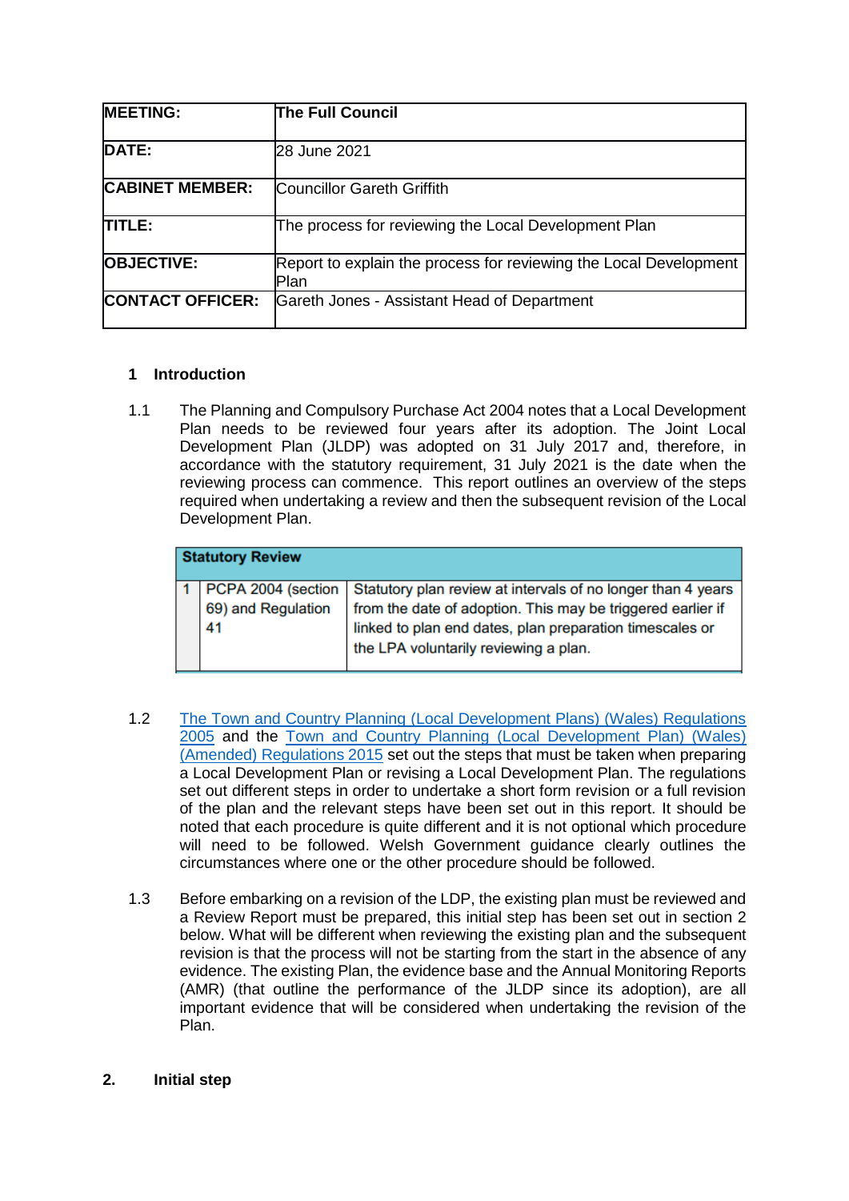| MEETING: | The Full Council |
|---|---|
| DATE: | 28 June 2021 |
| CABINET MEMBER: | Councillor Gareth Griffith |
| TITLE: | The process for reviewing the Local Development Plan |
| OBJECTIVE: | Report to explain the process for reviewing the Local Development Plan |
| CONTACT OFFICER: | Gareth Jones - Assistant Head of Department |

## 1 Introduction

1.1 The Planning and Compulsory Purchase Act 2004 notes that a Local Development Plan needs to be reviewed four years after its adoption. The Joint Local Development Plan (JLDP) was adopted on 31 July 2017 and, therefore, in accordance with the statutory requirement, 31 July 2021 is the date when the reviewing process can commence. This report outlines an overview of the steps required when undertaking a review and then the subsequent revision of the Local Development Plan.

| Statutory Review | | |
|---|---|---|
| 1 | PCPA 2004 (section 69) and Regulation 41 | Statutory plan review at intervals of no longer than 4 years from the date of adoption. This may be triggered earlier if linked to plan end dates, plan preparation timescales or the LPA voluntarily reviewing a plan. |

1.2 The Town and Country Planning (Local Development Plans) (Wales) Regulations 2005 and the Town and Country Planning (Local Development Plan) (Wales) (Amended) Regulations 2015 set out the steps that must be taken when preparing a Local Development Plan or revising a Local Development Plan. The regulations set out different steps in order to undertake a short form revision or a full revision of the plan and the relevant steps have been set out in this report. It should be noted that each procedure is quite different and it is not optional which procedure will need to be followed. Welsh Government guidance clearly outlines the circumstances where one or the other procedure should be followed.

1.3 Before embarking on a revision of the LDP, the existing plan must be reviewed and a Review Report must be prepared, this initial step has been set out in section 2 below. What will be different when reviewing the existing plan and the subsequent revision is that the process will not be starting from the start in the absence of any evidence. The existing Plan, the evidence base and the Annual Monitoring Reports (AMR) (that outline the performance of the JLDP since its adoption), are all important evidence that will be considered when undertaking the revision of the Plan.

## 2. Initial step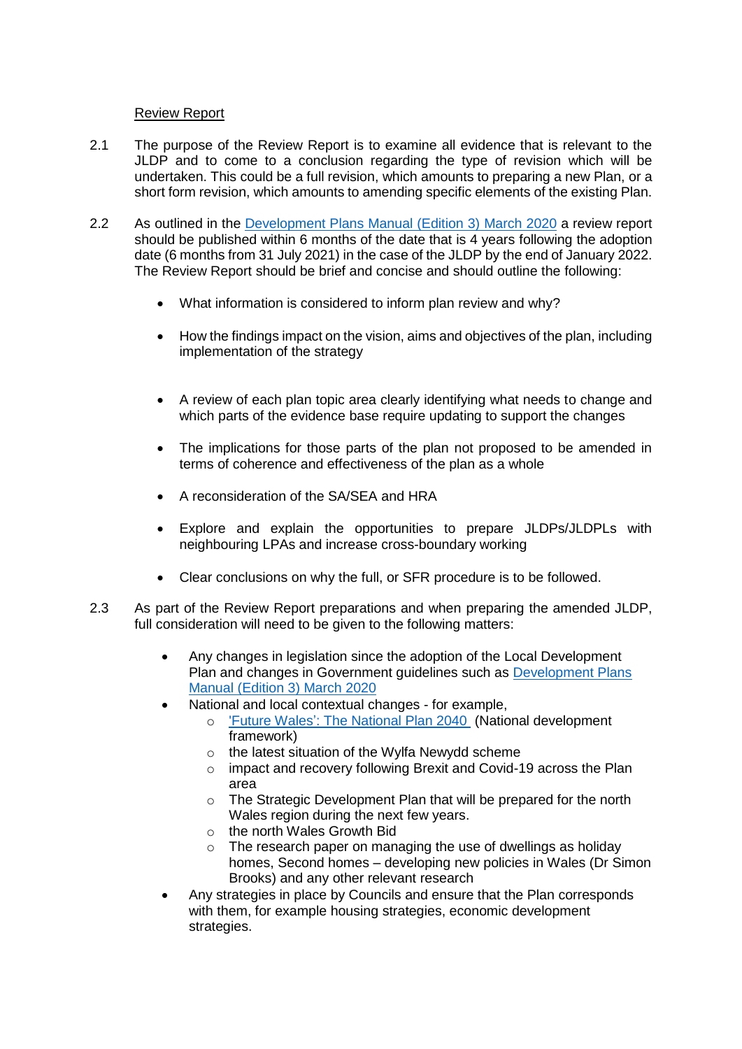Review Report

2.1 The purpose of the Review Report is to examine all evidence that is relevant to the JLDP and to come to a conclusion regarding the type of revision which will be undertaken. This could be a full revision, which amounts to preparing a new Plan, or a short form revision, which amounts to amending specific elements of the existing Plan.

2.2 As outlined in the [Development Plans Manual (Edition 3) March 2020] a review report should be published within 6 months of the date that is 4 years following the adoption date (6 months from 31 July 2021) in the case of the JLDP by the end of January 2022. The Review Report should be brief and concise and should outline the following:

- What information is considered to inform plan review and why?
- How the findings impact on the vision, aims and objectives of the plan, including implementation of the strategy
- A review of each plan topic area clearly identifying what needs to change and which parts of the evidence base require updating to support the changes
- The implications for those parts of the plan not proposed to be amended in terms of coherence and effectiveness of the plan as a whole
- A reconsideration of the SA/SEA and HRA
- Explore and explain the opportunities to prepare JLDPs/JLDPLs with neighbouring LPAs and increase cross-boundary working
- Clear conclusions on why the full, or SFR procedure is to be followed.

2.3 As part of the Review Report preparations and when preparing the amended JLDP, full consideration will need to be given to the following matters:

- Any changes in legislation since the adoption of the Local Development Plan and changes in Government guidelines such as [Development Plans Manual (Edition 3) March 2020]
- National and local contextual changes - for example,
  - ['Future Wales': The National Plan 2040] (National development framework)
  - the latest situation of the Wylfa Newydd scheme
  - impact and recovery following Brexit and Covid-19 across the Plan area
  - The Strategic Development Plan that will be prepared for the north Wales region during the next few years.
  - the north Wales Growth Bid
  - The research paper on managing the use of dwellings as holiday homes, Second homes – developing new policies in Wales (Dr Simon Brooks) and any other relevant research
- Any strategies in place by Councils and ensure that the Plan corresponds with them, for example housing strategies, economic development strategies.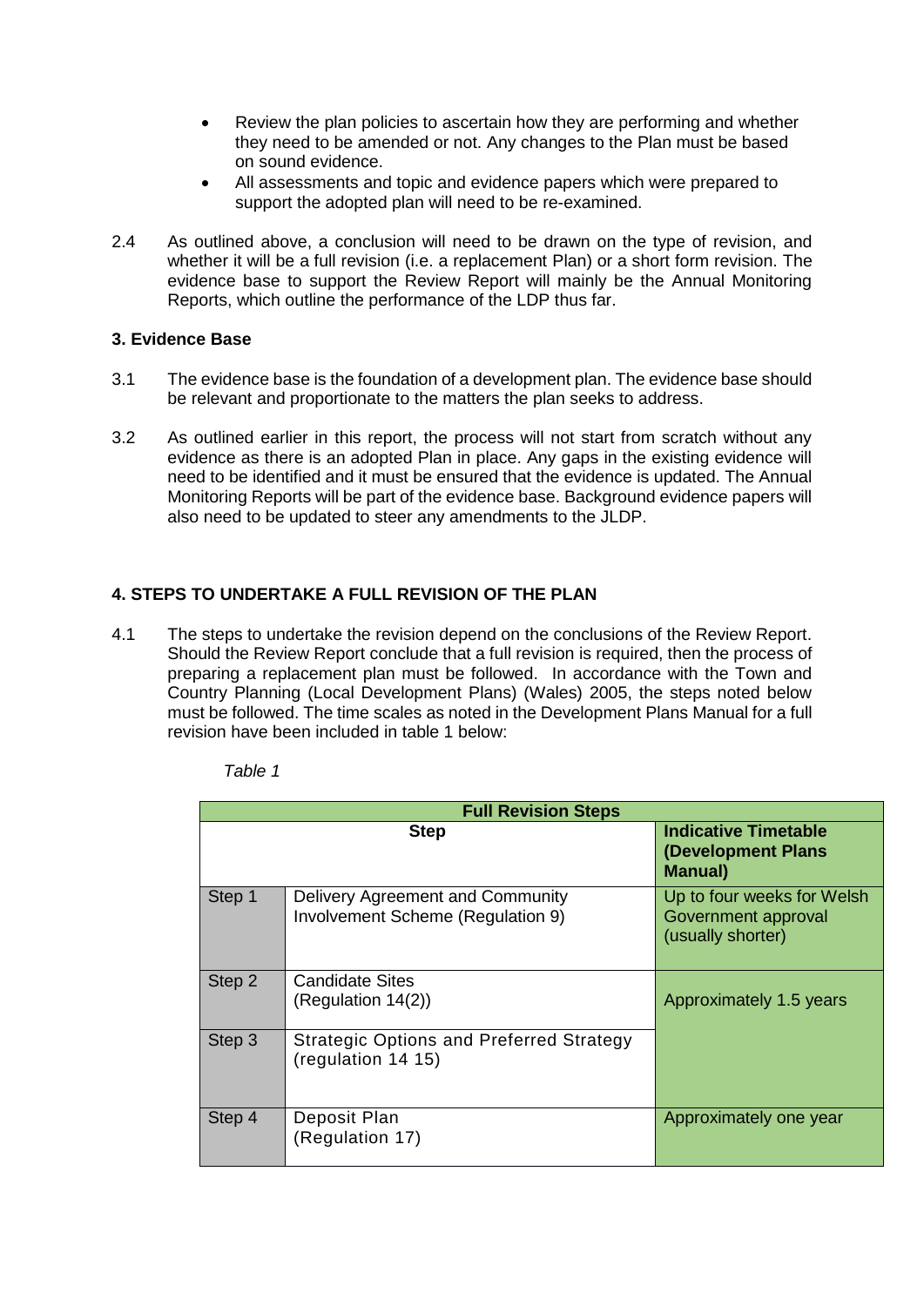- Review the plan policies to ascertain how they are performing and whether they need to be amended or not. Any changes to the Plan must be based on sound evidence.
- All assessments and topic and evidence papers which were prepared to support the adopted plan will need to be re-examined.

2.4 As outlined above, a conclusion will need to be drawn on the type of revision, and whether it will be a full revision (i.e. a replacement Plan) or a short form revision. The evidence base to support the Review Report will mainly be the Annual Monitoring Reports, which outline the performance of the LDP thus far.

### 3. Evidence Base

3.1 The evidence base is the foundation of a development plan. The evidence base should be relevant and proportionate to the matters the plan seeks to address.

3.2 As outlined earlier in this report, the process will not start from scratch without any evidence as there is an adopted Plan in place. Any gaps in the existing evidence will need to be identified and it must be ensured that the evidence is updated. The Annual Monitoring Reports will be part of the evidence base. Background evidence papers will also need to be updated to steer any amendments to the JLDP.

### 4. STEPS TO UNDERTAKE A FULL REVISION OF THE PLAN

4.1 The steps to undertake the revision depend on the conclusions of the Review Report. Should the Review Report conclude that a full revision is required, then the process of preparing a replacement plan must be followed. In accordance with the Town and Country Planning (Local Development Plans) (Wales) 2005, the steps noted below must be followed. The time scales as noted in the Development Plans Manual for a full revision have been included in table 1 below:

*Table 1*

| Full Revision Steps | | |
|---|---|---|
| **Step** | | **Indicative Timetable (Development Plans Manual)** |
| Step 1 | Delivery Agreement and Community Involvement Scheme (Regulation 9) | Up to four weeks for Welsh Government approval (usually shorter) |
| Step 2 | Candidate Sites (Regulation 14(2)) | Approximately 1.5 years |
| Step 3 | Strategic Options and Preferred Strategy (regulation 14 15) | |
| Step 4 | Deposit Plan (Regulation 17) | Approximately one year |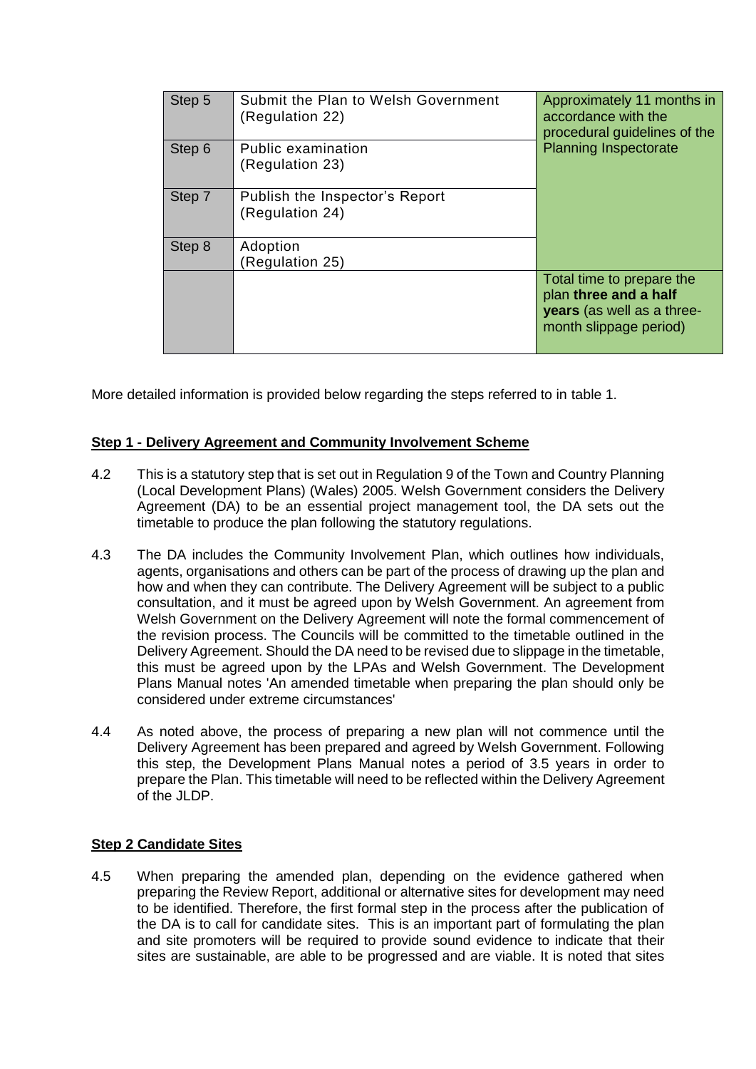| Step 5 | Submit the Plan to Welsh Government (Regulation 22) | Approximately 11 months in accordance with the procedural guidelines of the Planning Inspectorate |
|---|---|---|
| Step 6 | Public examination (Regulation 23) | |
| Step 7 | Publish the Inspector's Report (Regulation 24) | |
| Step 8 | Adoption (Regulation 25) | |
| | | Total time to prepare the plan **three and a half years** (as well as a three-month slippage period) |

More detailed information is provided below regarding the steps referred to in table 1.

**Step 1 - Delivery Agreement and Community Involvement Scheme**

4.2 This is a statutory step that is set out in Regulation 9 of the Town and Country Planning (Local Development Plans) (Wales) 2005. Welsh Government considers the Delivery Agreement (DA) to be an essential project management tool, the DA sets out the timetable to produce the plan following the statutory regulations.

4.3 The DA includes the Community Involvement Plan, which outlines how individuals, agents, organisations and others can be part of the process of drawing up the plan and how and when they can contribute. The Delivery Agreement will be subject to a public consultation, and it must be agreed upon by Welsh Government. An agreement from Welsh Government on the Delivery Agreement will note the formal commencement of the revision process. The Councils will be committed to the timetable outlined in the Delivery Agreement. Should the DA need to be revised due to slippage in the timetable, this must be agreed upon by the LPAs and Welsh Government. The Development Plans Manual notes 'An amended timetable when preparing the plan should only be considered under extreme circumstances'

4.4 As noted above, the process of preparing a new plan will not commence until the Delivery Agreement has been prepared and agreed by Welsh Government. Following this step, the Development Plans Manual notes a period of 3.5 years in order to prepare the Plan. This timetable will need to be reflected within the Delivery Agreement of the JLDP.

**Step 2 Candidate Sites**

4.5 When preparing the amended plan, depending on the evidence gathered when preparing the Review Report, additional or alternative sites for development may need to be identified. Therefore, the first formal step in the process after the publication of the DA is to call for candidate sites. This is an important part of formulating the plan and site promoters will be required to provide sound evidence to indicate that their sites are sustainable, are able to be progressed and are viable. It is noted that sites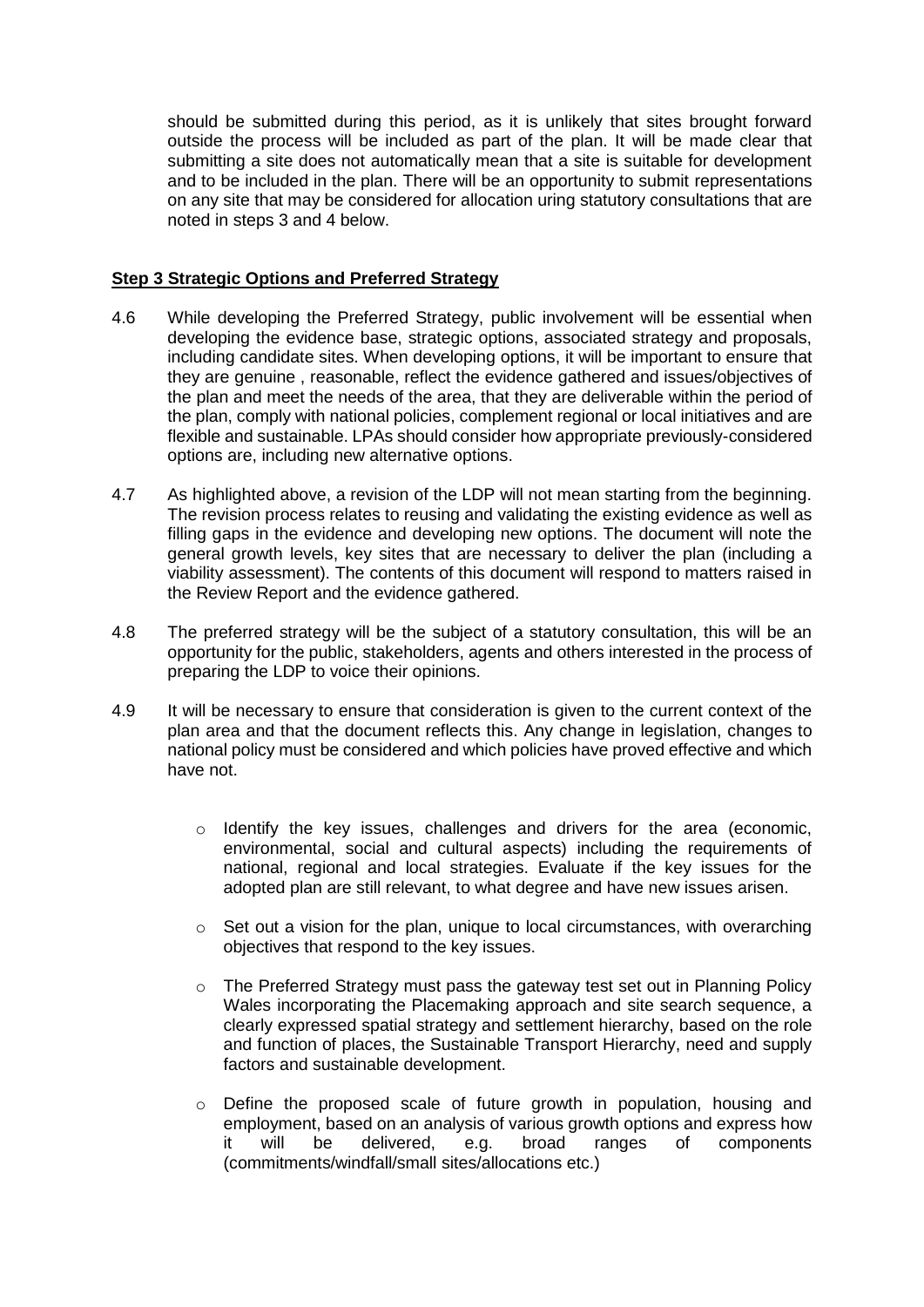should be submitted during this period, as it is unlikely that sites brought forward outside the process will be included as part of the plan. It will be made clear that submitting a site does not automatically mean that a site is suitable for development and to be included in the plan. There will be an opportunity to submit representations on any site that may be considered for allocation uring statutory consultations that are noted in steps 3 and 4 below.

**Step 3 Strategic Options and Preferred Strategy**

4.6 While developing the Preferred Strategy, public involvement will be essential when developing the evidence base, strategic options, associated strategy and proposals, including candidate sites. When developing options, it will be important to ensure that they are genuine , reasonable, reflect the evidence gathered and issues/objectives of the plan and meet the needs of the area, that they are deliverable within the period of the plan, comply with national policies, complement regional or local initiatives and are flexible and sustainable. LPAs should consider how appropriate previously-considered options are, including new alternative options.

4.7 As highlighted above, a revision of the LDP will not mean starting from the beginning. The revision process relates to reusing and validating the existing evidence as well as filling gaps in the evidence and developing new options. The document will note the general growth levels, key sites that are necessary to deliver the plan (including a viability assessment). The contents of this document will respond to matters raised in the Review Report and the evidence gathered.

4.8 The preferred strategy will be the subject of a statutory consultation, this will be an opportunity for the public, stakeholders, agents and others interested in the process of preparing the LDP to voice their opinions.

4.9 It will be necessary to ensure that consideration is given to the current context of the plan area and that the document reflects this. Any change in legislation, changes to national policy must be considered and which policies have proved effective and which have not.

- Identify the key issues, challenges and drivers for the area (economic, environmental, social and cultural aspects) including the requirements of national, regional and local strategies. Evaluate if the key issues for the adopted plan are still relevant, to what degree and have new issues arisen.
- Set out a vision for the plan, unique to local circumstances, with overarching objectives that respond to the key issues.
- The Preferred Strategy must pass the gateway test set out in Planning Policy Wales incorporating the Placemaking approach and site search sequence, a clearly expressed spatial strategy and settlement hierarchy, based on the role and function of places, the Sustainable Transport Hierarchy, need and supply factors and sustainable development.
- Define the proposed scale of future growth in population, housing and employment, based on an analysis of various growth options and express how it will be delivered, e.g. broad ranges of components (commitments/windfall/small sites/allocations etc.)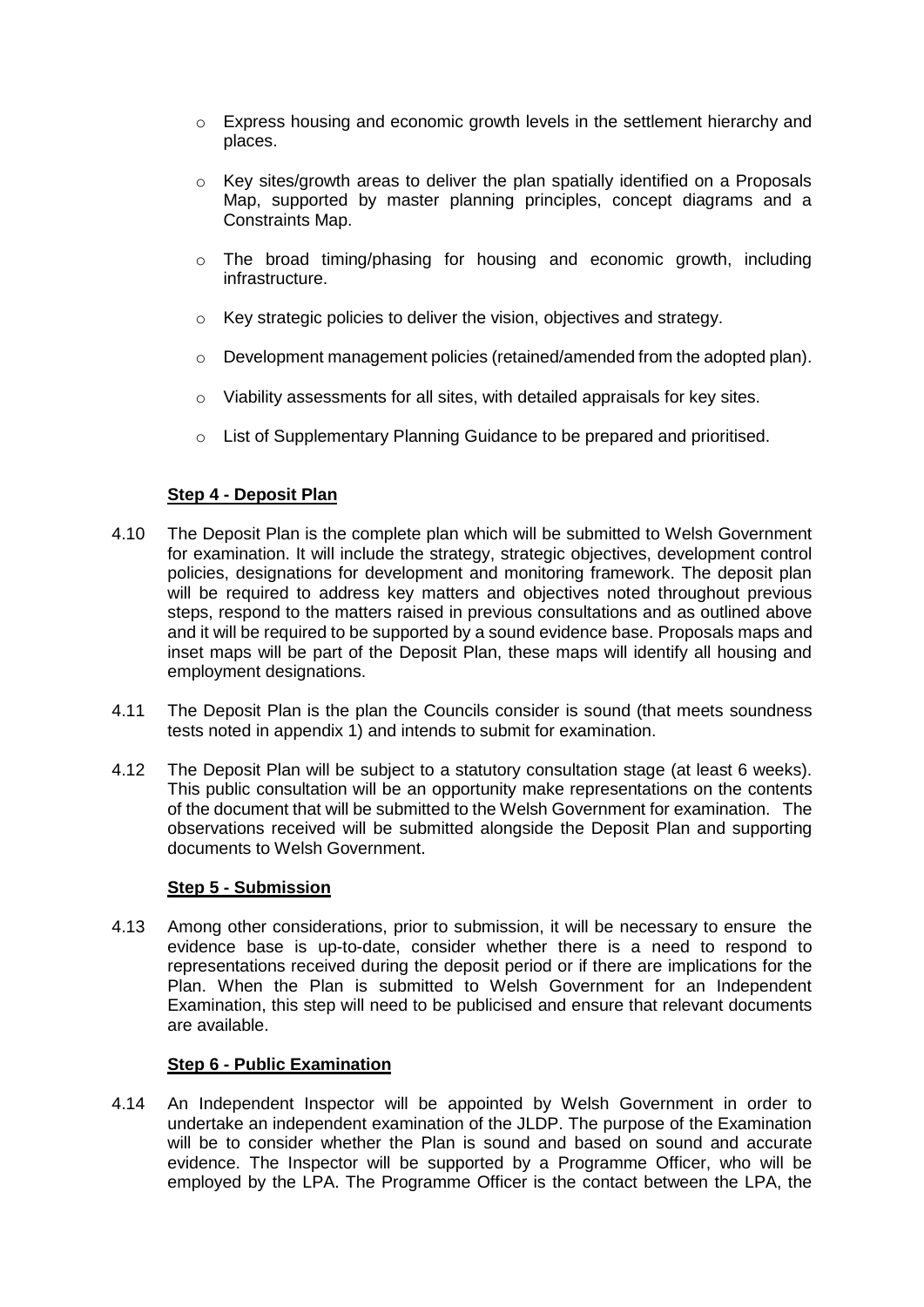- Express housing and economic growth levels in the settlement hierarchy and places.
- Key sites/growth areas to deliver the plan spatially identified on a Proposals Map, supported by master planning principles, concept diagrams and a Constraints Map.
- The broad timing/phasing for housing and economic growth, including infrastructure.
- Key strategic policies to deliver the vision, objectives and strategy.
- Development management policies (retained/amended from the adopted plan).
- Viability assessments for all sites, with detailed appraisals for key sites.
- List of Supplementary Planning Guidance to be prepared and prioritised.

**Step 4 - Deposit Plan**

4.10 The Deposit Plan is the complete plan which will be submitted to Welsh Government for examination. It will include the strategy, strategic objectives, development control policies, designations for development and monitoring framework. The deposit plan will be required to address key matters and objectives noted throughout previous steps, respond to the matters raised in previous consultations and as outlined above and it will be required to be supported by a sound evidence base. Proposals maps and inset maps will be part of the Deposit Plan, these maps will identify all housing and employment designations.

4.11 The Deposit Plan is the plan the Councils consider is sound (that meets soundness tests noted in appendix 1) and intends to submit for examination.

4.12 The Deposit Plan will be subject to a statutory consultation stage (at least 6 weeks). This public consultation will be an opportunity make representations on the contents of the document that will be submitted to the Welsh Government for examination. The observations received will be submitted alongside the Deposit Plan and supporting documents to Welsh Government.

**Step 5 - Submission**

4.13 Among other considerations, prior to submission, it will be necessary to ensure the evidence base is up-to-date, consider whether there is a need to respond to representations received during the deposit period or if there are implications for the Plan. When the Plan is submitted to Welsh Government for an Independent Examination, this step will need to be publicised and ensure that relevant documents are available.

**Step 6 - Public Examination**

4.14 An Independent Inspector will be appointed by Welsh Government in order to undertake an independent examination of the JLDP. The purpose of the Examination will be to consider whether the Plan is sound and based on sound and accurate evidence. The Inspector will be supported by a Programme Officer, who will be employed by the LPA. The Programme Officer is the contact between the LPA, the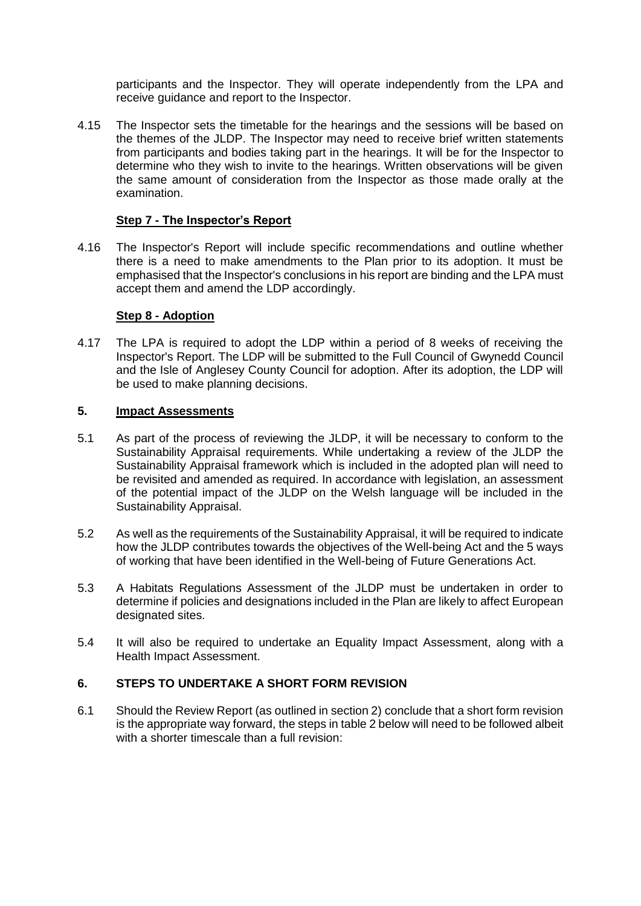participants and the Inspector. They will operate independently from the LPA and receive guidance and report to the Inspector.

4.15 The Inspector sets the timetable for the hearings and the sessions will be based on the themes of the JLDP. The Inspector may need to receive brief written statements from participants and bodies taking part in the hearings. It will be for the Inspector to determine who they wish to invite to the hearings. Written observations will be given the same amount of consideration from the Inspector as those made orally at the examination.

**Step 7 - The Inspector's Report**

4.16 The Inspector's Report will include specific recommendations and outline whether there is a need to make amendments to the Plan prior to its adoption. It must be emphasised that the Inspector's conclusions in his report are binding and the LPA must accept them and amend the LDP accordingly.

**Step 8 - Adoption**

4.17 The LPA is required to adopt the LDP within a period of 8 weeks of receiving the Inspector's Report. The LDP will be submitted to the Full Council of Gwynedd Council and the Isle of Anglesey County Council for adoption. After its adoption, the LDP will be used to make planning decisions.

## 5. Impact Assessments

5.1 As part of the process of reviewing the JLDP, it will be necessary to conform to the Sustainability Appraisal requirements. While undertaking a review of the JLDP the Sustainability Appraisal framework which is included in the adopted plan will need to be revisited and amended as required. In accordance with legislation, an assessment of the potential impact of the JLDP on the Welsh language will be included in the Sustainability Appraisal.

5.2 As well as the requirements of the Sustainability Appraisal, it will be required to indicate how the JLDP contributes towards the objectives of the Well-being Act and the 5 ways of working that have been identified in the Well-being of Future Generations Act.

5.3 A Habitats Regulations Assessment of the JLDP must be undertaken in order to determine if policies and designations included in the Plan are likely to affect European designated sites.

5.4 It will also be required to undertake an Equality Impact Assessment, along with a Health Impact Assessment.

## 6. STEPS TO UNDERTAKE A SHORT FORM REVISION

6.1 Should the Review Report (as outlined in section 2) conclude that a short form revision is the appropriate way forward, the steps in table 2 below will need to be followed albeit with a shorter timescale than a full revision: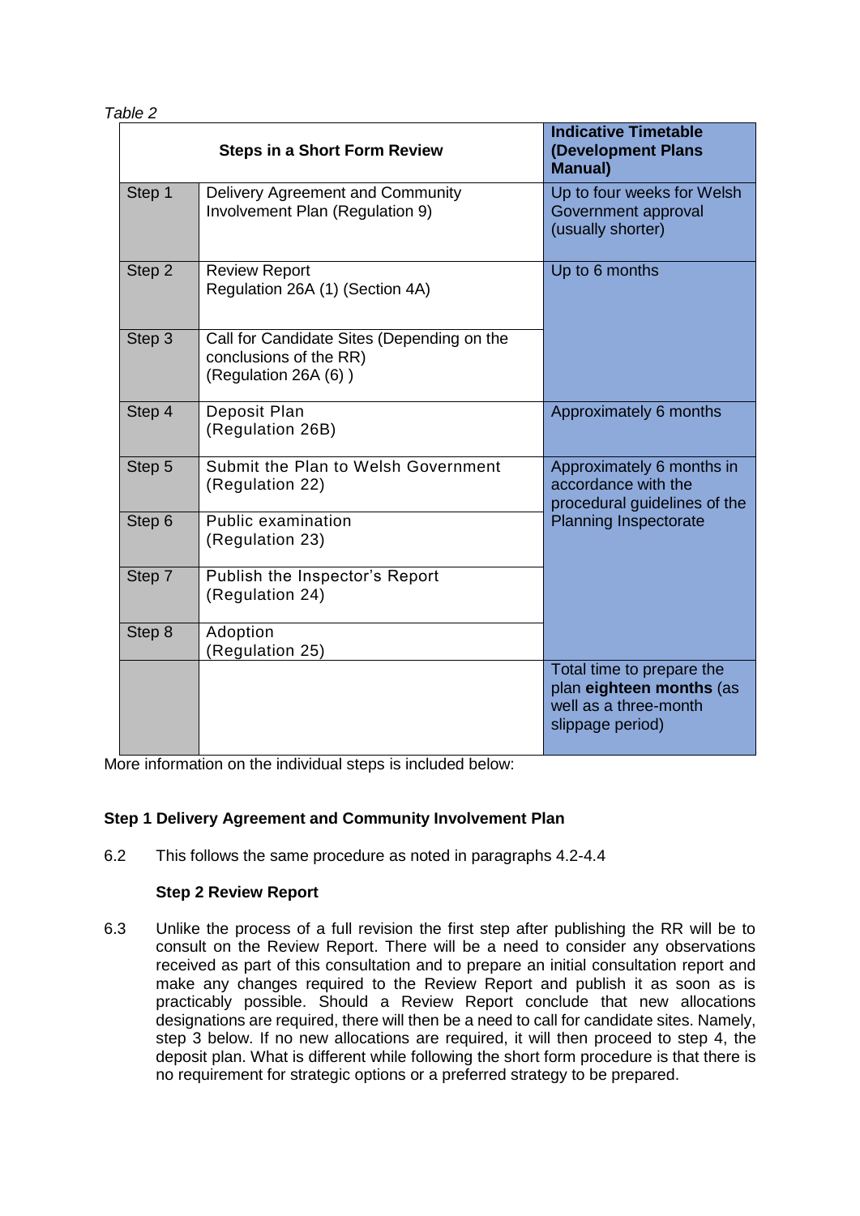*Table 2*

| Steps in a Short Form Review | | Indicative Timetable (Development Plans Manual) |
|---|---|---|
| Step 1 | Delivery Agreement and Community Involvement Plan (Regulation 9) | Up to four weeks for Welsh Government approval (usually shorter) |
| Step 2 | Review Report<br>Regulation 26A (1) (Section 4A) | Up to 6 months |
| Step 3 | Call for Candidate Sites (Depending on the conclusions of the RR)<br>(Regulation 26A (6) ) | |
| Step 4 | Deposit Plan<br>(Regulation 26B) | Approximately 6 months |
| Step 5 | Submit the Plan to Welsh Government<br>(Regulation 22) | Approximately 6 months in accordance with the procedural guidelines of the Planning Inspectorate |
| Step 6 | Public examination<br>(Regulation 23) | |
| Step 7 | Publish the Inspector's Report<br>(Regulation 24) | |
| Step 8 | Adoption<br>(Regulation 25) | |
| | | Total time to prepare the plan **eighteen months** (as well as a three-month slippage period) |

More information on the individual steps is included below:

**Step 1 Delivery Agreement and Community Involvement Plan**

6.2 This follows the same procedure as noted in paragraphs 4.2-4.4

**Step 2 Review Report**

6.3 Unlike the process of a full revision the first step after publishing the RR will be to consult on the Review Report. There will be a need to consider any observations received as part of this consultation and to prepare an initial consultation report and make any changes required to the Review Report and publish it as soon as is practicably possible. Should a Review Report conclude that new allocations designations are required, there will then be a need to call for candidate sites. Namely, step 3 below. If no new allocations are required, it will then proceed to step 4, the deposit plan. What is different while following the short form procedure is that there is no requirement for strategic options or a preferred strategy to be prepared.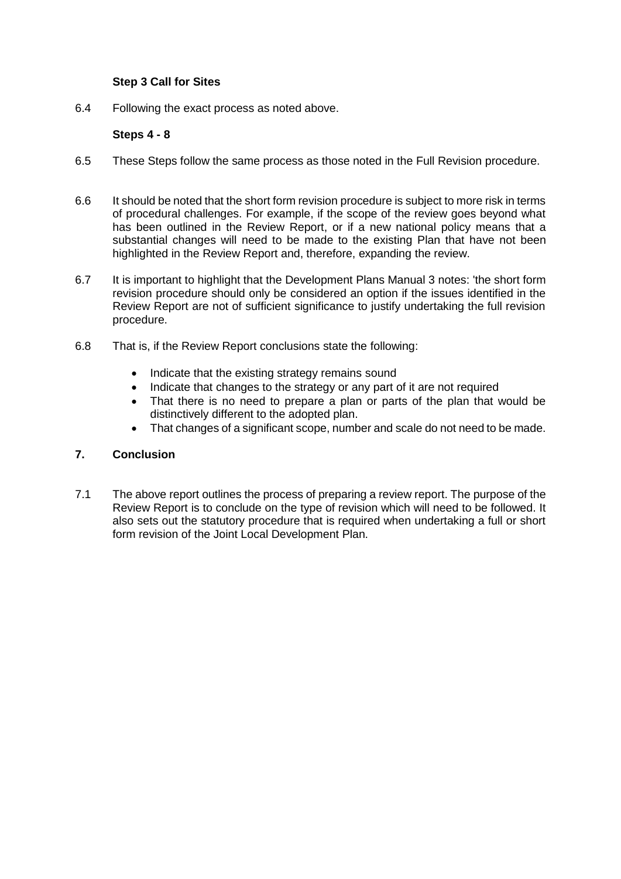**Step 3 Call for Sites**

6.4 Following the exact process as noted above.

**Steps 4 - 8**

6.5 These Steps follow the same process as those noted in the Full Revision procedure.

6.6 It should be noted that the short form revision procedure is subject to more risk in terms of procedural challenges. For example, if the scope of the review goes beyond what has been outlined in the Review Report, or if a new national policy means that a substantial changes will need to be made to the existing Plan that have not been highlighted in the Review Report and, therefore, expanding the review.

6.7 It is important to highlight that the Development Plans Manual 3 notes: 'the short form revision procedure should only be considered an option if the issues identified in the Review Report are not of sufficient significance to justify undertaking the full revision procedure.

6.8 That is, if the Review Report conclusions state the following:

- Indicate that the existing strategy remains sound
- Indicate that changes to the strategy or any part of it are not required
- That there is no need to prepare a plan or parts of the plan that would be distinctively different to the adopted plan.
- That changes of a significant scope, number and scale do not need to be made.

## 7. Conclusion

7.1 The above report outlines the process of preparing a review report. The purpose of the Review Report is to conclude on the type of revision which will need to be followed. It also sets out the statutory procedure that is required when undertaking a full or short form revision of the Joint Local Development Plan.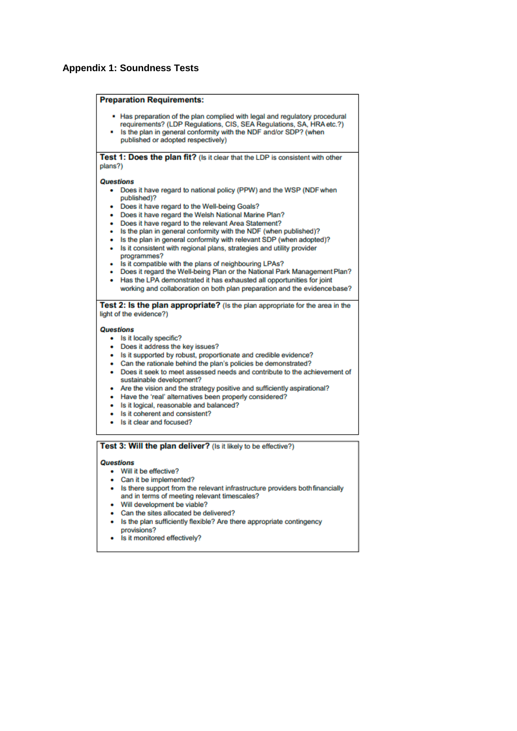## Appendix 1: Soundness Tests

**Preparation Requirements:**

- Has preparation of the plan complied with legal and regulatory procedural requirements? (LDP Regulations, CIS, SEA Regulations, SA, HRA etc.?)
- Is the plan in general conformity with the NDF and/or SDP? (when published or adopted respectively)

**Test 1: Does the plan fit?** (Is it clear that the LDP is consistent with other plans?)

***Questions***

- Does it have regard to national policy (PPW) and the WSP (NDF when published)?
- Does it have regard to the Well-being Goals?
- Does it have regard the Welsh National Marine Plan?
- Does it have regard to the relevant Area Statement?
- Is the plan in general conformity with the NDF (when published)?
- Is the plan in general conformity with relevant SDP (when adopted)?
- Is it consistent with regional plans, strategies and utility provider programmes?
- Is it compatible with the plans of neighbouring LPAs?
- Does it regard the Well-being Plan or the National Park Management Plan?
- Has the LPA demonstrated it has exhausted all opportunities for joint working and collaboration on both plan preparation and the evidence base?

**Test 2: Is the plan appropriate?** (Is the plan appropriate for the area in the light of the evidence?)

***Questions***

- Is it locally specific?
- Does it address the key issues?
- Is it supported by robust, proportionate and credible evidence?
- Can the rationale behind the plan's policies be demonstrated?
- Does it seek to meet assessed needs and contribute to the achievement of sustainable development?
- Are the vision and the strategy positive and sufficiently aspirational?
- Have the 'real' alternatives been properly considered?
- Is it logical, reasonable and balanced?
- Is it coherent and consistent?
- Is it clear and focused?

**Test 3: Will the plan deliver?** (Is it likely to be effective?)

***Questions***

- Will it be effective?
- Can it be implemented?
- Is there support from the relevant infrastructure providers both financially and in terms of meeting relevant timescales?
- Will development be viable?
- Can the sites allocated be delivered?
- Is the plan sufficiently flexible? Are there appropriate contingency provisions?
- Is it monitored effectively?